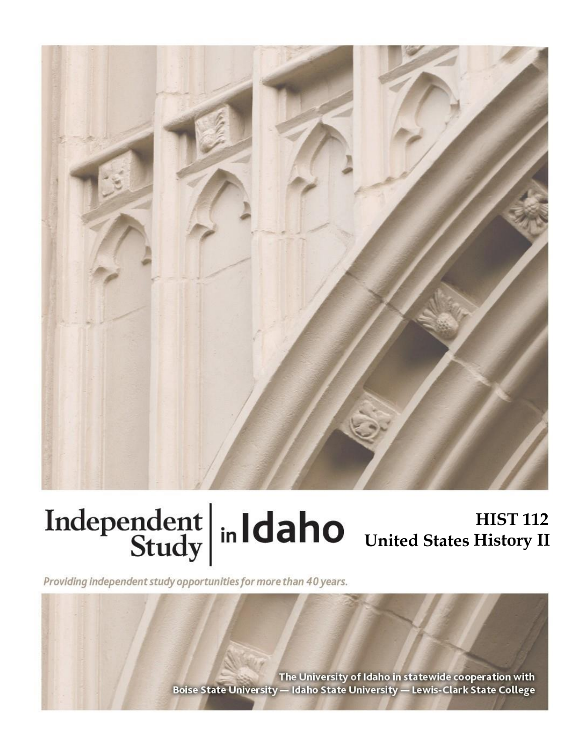Independent Study in Idaho

# HIST 112
# United States History II

*Providing independent study opportunities for more than 40 years.*

The University of Idaho in statewide cooperation with
Boise State University — Idaho State University — Lewis-Clark State College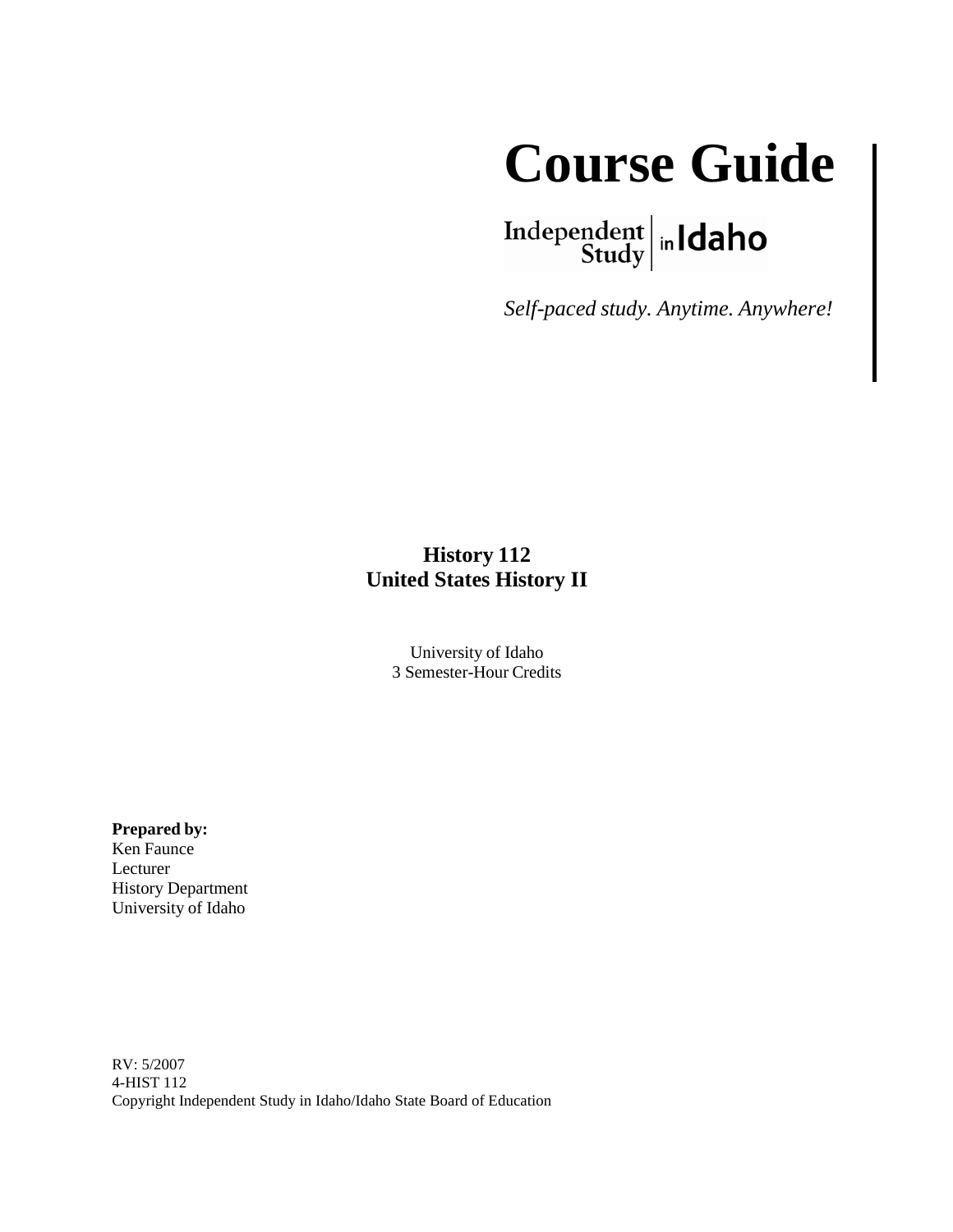# Course Guide

Independent Study in Idaho

*Self-paced study. Anytime. Anywhere!*

**History 112**
**United States History II**

University of Idaho
3 Semester-Hour Credits

**Prepared by:**
Ken Faunce
Lecturer
History Department
University of Idaho

RV: 5/2007
4-HIST 112
Copyright Independent Study in Idaho/Idaho State Board of Education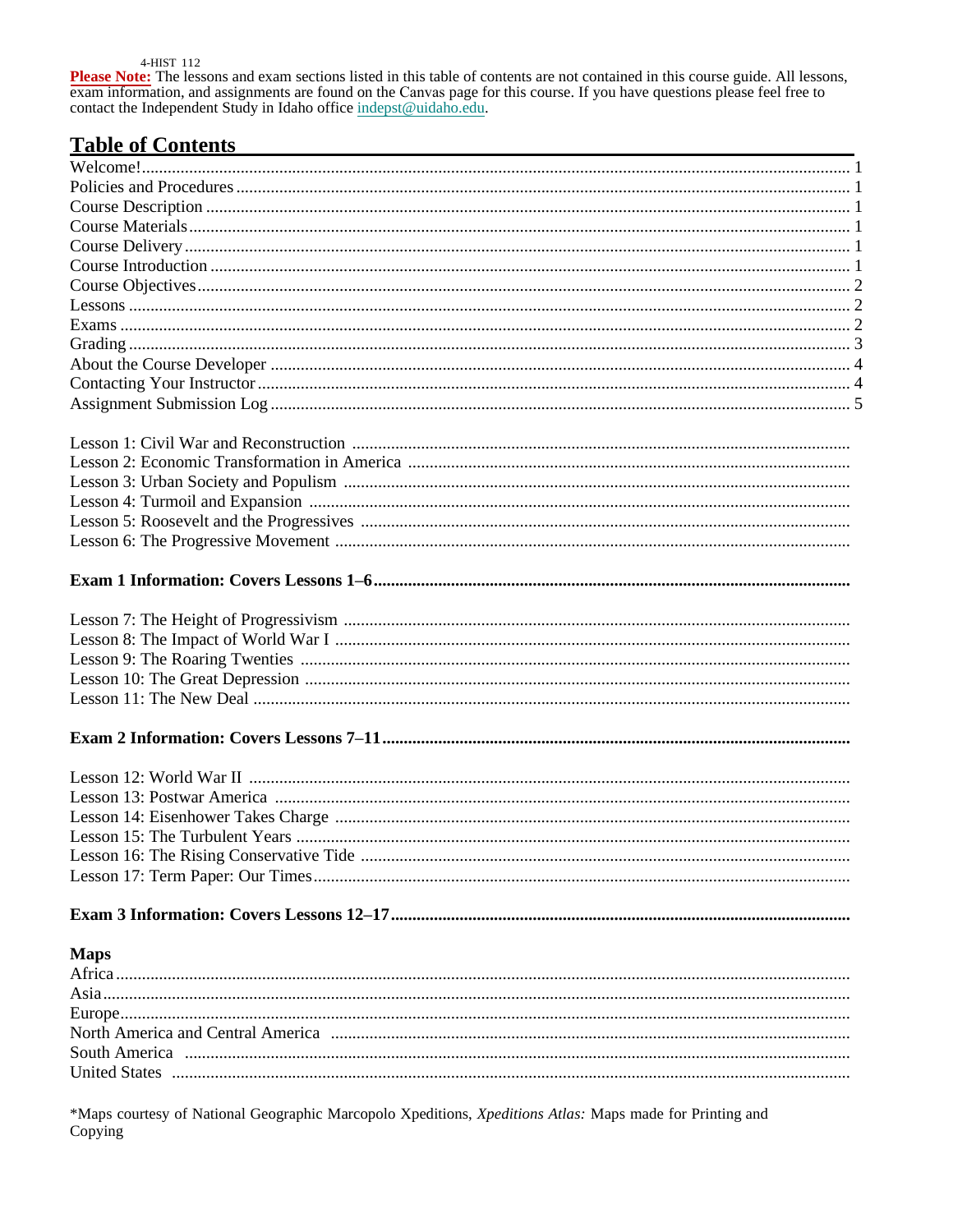4-HIST 112

**Please Note:** The lessons and exam sections listed in this table of contents are not contained in this course guide. All lessons, exam information, and assignments are found on the Canvas page for this course. If you have questions please feel free to contact the Independent Study in Idaho office indepst@uidaho.edu.

## Table of Contents

Welcome! .......... 1
Policies and Procedures .......... 1
Course Description .......... 1
Course Materials .......... 1
Course Delivery .......... 1
Course Introduction .......... 1
Course Objectives .......... 2
Lessons .......... 2
Exams .......... 2
Grading .......... 3
About the Course Developer .......... 4
Contacting Your Instructor .......... 4
Assignment Submission Log .......... 5

Lesson 1: Civil War and Reconstruction ..........
Lesson 2: Economic Transformation in America ..........
Lesson 3: Urban Society and Populism ..........
Lesson 4: Turmoil and Expansion ..........
Lesson 5: Roosevelt and the Progressives ..........
Lesson 6: The Progressive Movement ..........

**Exam 1 Information: Covers Lessons 1–6 ..........**

Lesson 7: The Height of Progressivism ..........
Lesson 8: The Impact of World War I ..........
Lesson 9: The Roaring Twenties ..........
Lesson 10: The Great Depression ..........
Lesson 11: The New Deal ..........

**Exam 2 Information: Covers Lessons 7–11 ..........**

Lesson 12: World War II ..........
Lesson 13: Postwar America ..........
Lesson 14: Eisenhower Takes Charge ..........
Lesson 15: The Turbulent Years ..........
Lesson 16: The Rising Conservative Tide ..........
Lesson 17: Term Paper: Our Times ..........

**Exam 3 Information: Covers Lessons 12–17 ..........**

**Maps**

Africa ..........
Asia ..........
Europe ..........
North America and Central America ..........
South America ..........
United States ..........

*Maps courtesy of National Geographic Marcopolo Xpeditions, *Xpeditions Atlas:* Maps made for Printing and Copying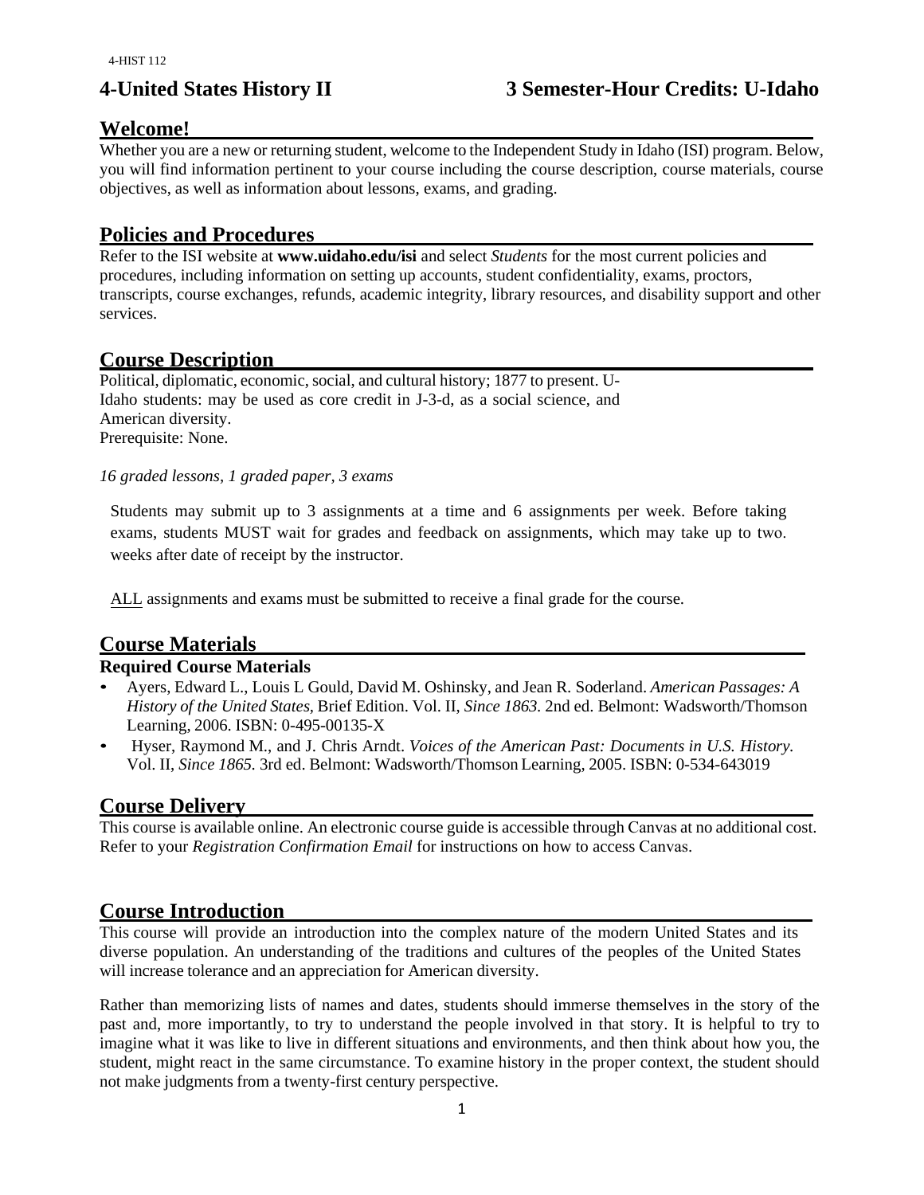# 4-United States History II — 3 Semester-Hour Credits: U-Idaho

## Welcome!

Whether you are a new or returning student, welcome to the Independent Study in Idaho (ISI) program. Below, you will find information pertinent to your course including the course description, course materials, course objectives, as well as information about lessons, exams, and grading.

## Policies and Procedures

Refer to the ISI website at **www.uidaho.edu/isi** and select *Students* for the most current policies and procedures, including information on setting up accounts, student confidentiality, exams, proctors, transcripts, course exchanges, refunds, academic integrity, library resources, and disability support and other services.

## Course Description

Political, diplomatic, economic, social, and cultural history; 1877 to present. U-Idaho students: may be used as core credit in J-3-d, as a social science, and American diversity.
Prerequisite: None.

*16 graded lessons, 1 graded paper, 3 exams*

Students may submit up to 3 assignments at a time and 6 assignments per week. Before taking exams, students MUST wait for grades and feedback on assignments, which may take up to two. weeks after date of receipt by the instructor.

ALL assignments and exams must be submitted to receive a final grade for the course.

## Course Materials

### Required Course Materials

- Ayers, Edward L., Louis L Gould, David M. Oshinsky, and Jean R. Soderland. *American Passages: A History of the United States*, Brief Edition. Vol. II, *Since 1863.* 2nd ed. Belmont: Wadsworth/Thomson Learning, 2006. ISBN: 0-495-00135-X
- Hyser, Raymond M., and J. Chris Arndt. *Voices of the American Past: Documents in U.S. History.* Vol. II, *Since 1865.* 3rd ed. Belmont: Wadsworth/Thomson Learning, 2005. ISBN: 0-534-643019

## Course Delivery

This course is available online. An electronic course guide is accessible through Canvas at no additional cost. Refer to your *Registration Confirmation Email* for instructions on how to access Canvas.

## Course Introduction

This course will provide an introduction into the complex nature of the modern United States and its diverse population. An understanding of the traditions and cultures of the peoples of the United States will increase tolerance and an appreciation for American diversity.

Rather than memorizing lists of names and dates, students should immerse themselves in the story of the past and, more importantly, to try to understand the people involved in that story. It is helpful to try to imagine what it was like to live in different situations and environments, and then think about how you, the student, might react in the same circumstance. To examine history in the proper context, the student should not make judgments from a twenty-first century perspective.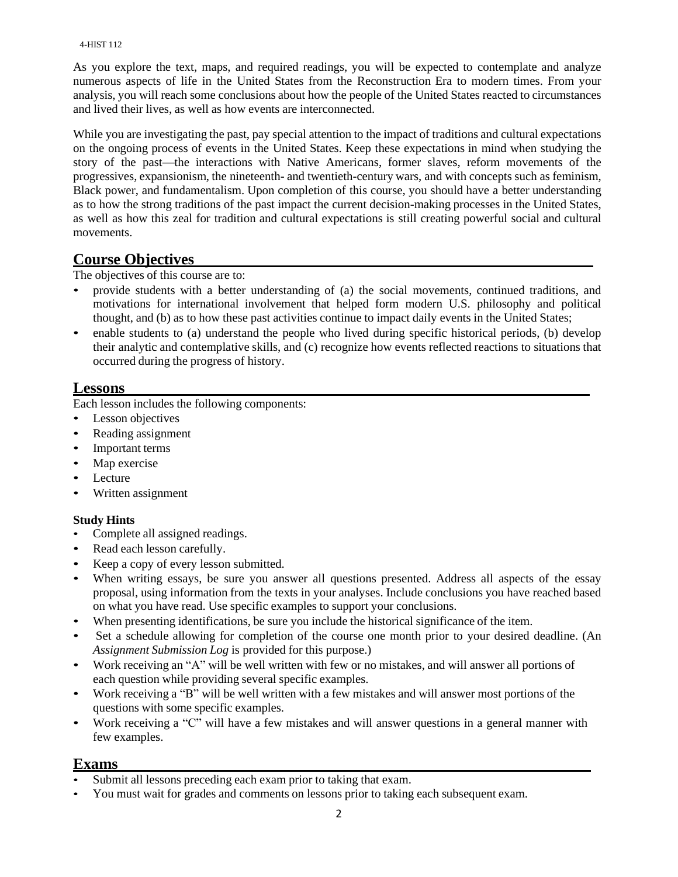As you explore the text, maps, and required readings, you will be expected to contemplate and analyze numerous aspects of life in the United States from the Reconstruction Era to modern times. From your analysis, you will reach some conclusions about how the people of the United States reacted to circumstances and lived their lives, as well as how events are interconnected.

While you are investigating the past, pay special attention to the impact of traditions and cultural expectations on the ongoing process of events in the United States. Keep these expectations in mind when studying the story of the past—the interactions with Native Americans, former slaves, reform movements of the progressives, expansionism, the nineteenth- and twentieth-century wars, and with concepts such as feminism, Black power, and fundamentalism. Upon completion of this course, you should have a better understanding as to how the strong traditions of the past impact the current decision-making processes in the United States, as well as how this zeal for tradition and cultural expectations is still creating powerful social and cultural movements.

## Course Objectives

The objectives of this course are to:

- provide students with a better understanding of (a) the social movements, continued traditions, and motivations for international involvement that helped form modern U.S. philosophy and political thought, and (b) as to how these past activities continue to impact daily events in the United States;
- enable students to (a) understand the people who lived during specific historical periods, (b) develop their analytic and contemplative skills, and (c) recognize how events reflected reactions to situations that occurred during the progress of history.

## Lessons

Each lesson includes the following components:

- Lesson objectives
- Reading assignment
- Important terms
- Map exercise
- Lecture
- Written assignment

### Study Hints

- Complete all assigned readings.
- Read each lesson carefully.
- Keep a copy of every lesson submitted.
- When writing essays, be sure you answer all questions presented. Address all aspects of the essay proposal, using information from the texts in your analyses. Include conclusions you have reached based on what you have read. Use specific examples to support your conclusions.
- When presenting identifications, be sure you include the historical significance of the item.
- Set a schedule allowing for completion of the course one month prior to your desired deadline. (An *Assignment Submission Log* is provided for this purpose.)
- Work receiving an "A" will be well written with few or no mistakes, and will answer all portions of each question while providing several specific examples.
- Work receiving a "B" will be well written with a few mistakes and will answer most portions of the questions with some specific examples.
- Work receiving a "C" will have a few mistakes and will answer questions in a general manner with few examples.

## Exams

- Submit all lessons preceding each exam prior to taking that exam.
- You must wait for grades and comments on lessons prior to taking each subsequent exam.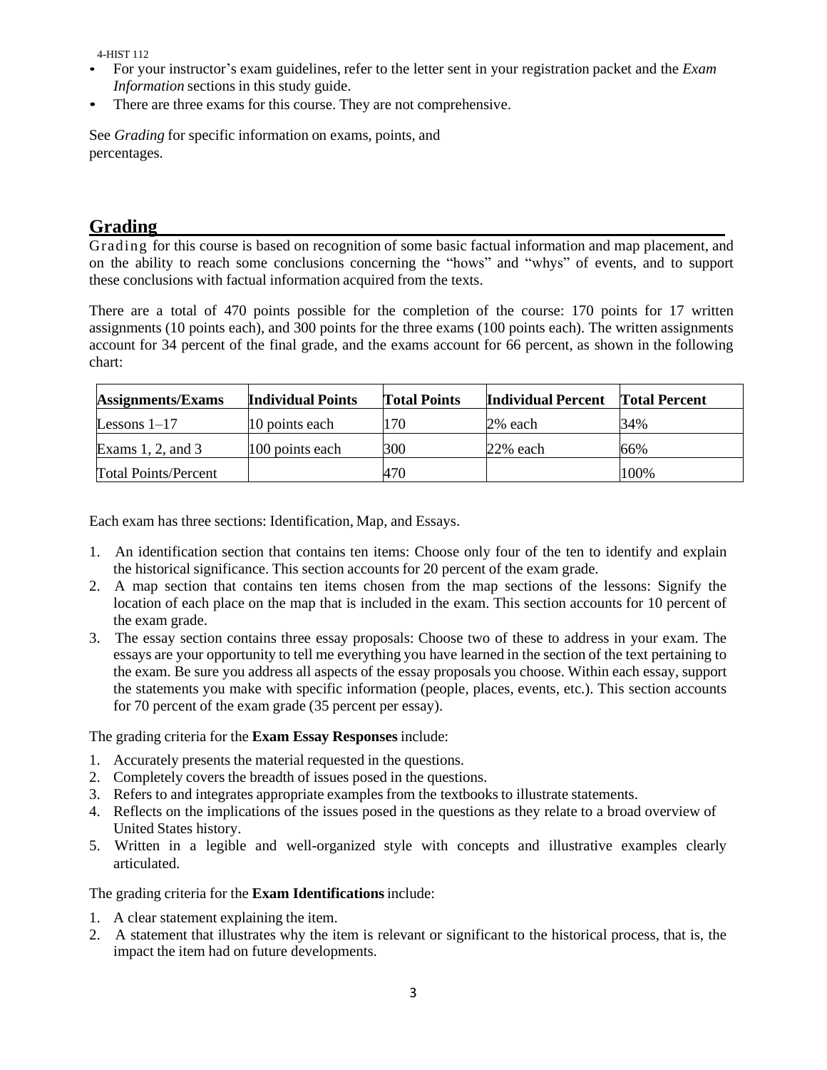- For your instructor's exam guidelines, refer to the letter sent in your registration packet and the *Exam Information* sections in this study guide.
- There are three exams for this course. They are not comprehensive.

See *Grading* for specific information on exams, points, and percentages.

## Grading

Grading for this course is based on recognition of some basic factual information and map placement, and on the ability to reach some conclusions concerning the "hows" and "whys" of events, and to support these conclusions with factual information acquired from the texts.

There are a total of 470 points possible for the completion of the course: 170 points for 17 written assignments (10 points each), and 300 points for the three exams (100 points each). The written assignments account for 34 percent of the final grade, and the exams account for 66 percent, as shown in the following chart:

| Assignments/Exams | Individual Points | Total Points | Individual Percent | Total Percent |
|---|---|---|---|---|
| Lessons 1–17 | 10 points each | 170 | 2% each | 34% |
| Exams 1, 2, and 3 | 100 points each | 300 | 22% each | 66% |
| Total Points/Percent | | 470 | | 100% |

Each exam has three sections: Identification, Map, and Essays.

1. An identification section that contains ten items: Choose only four of the ten to identify and explain the historical significance. This section accounts for 20 percent of the exam grade.
2. A map section that contains ten items chosen from the map sections of the lessons: Signify the location of each place on the map that is included in the exam. This section accounts for 10 percent of the exam grade.
3. The essay section contains three essay proposals: Choose two of these to address in your exam. The essays are your opportunity to tell me everything you have learned in the section of the text pertaining to the exam. Be sure you address all aspects of the essay proposals you choose. Within each essay, support the statements you make with specific information (people, places, events, etc.). This section accounts for 70 percent of the exam grade (35 percent per essay).

The grading criteria for the **Exam Essay Responses** include:

1. Accurately presents the material requested in the questions.
2. Completely covers the breadth of issues posed in the questions.
3. Refers to and integrates appropriate examples from the textbooks to illustrate statements.
4. Reflects on the implications of the issues posed in the questions as they relate to a broad overview of United States history.
5. Written in a legible and well-organized style with concepts and illustrative examples clearly articulated.

The grading criteria for the **Exam Identifications** include:

1. A clear statement explaining the item.
2. A statement that illustrates why the item is relevant or significant to the historical process, that is, the impact the item had on future developments.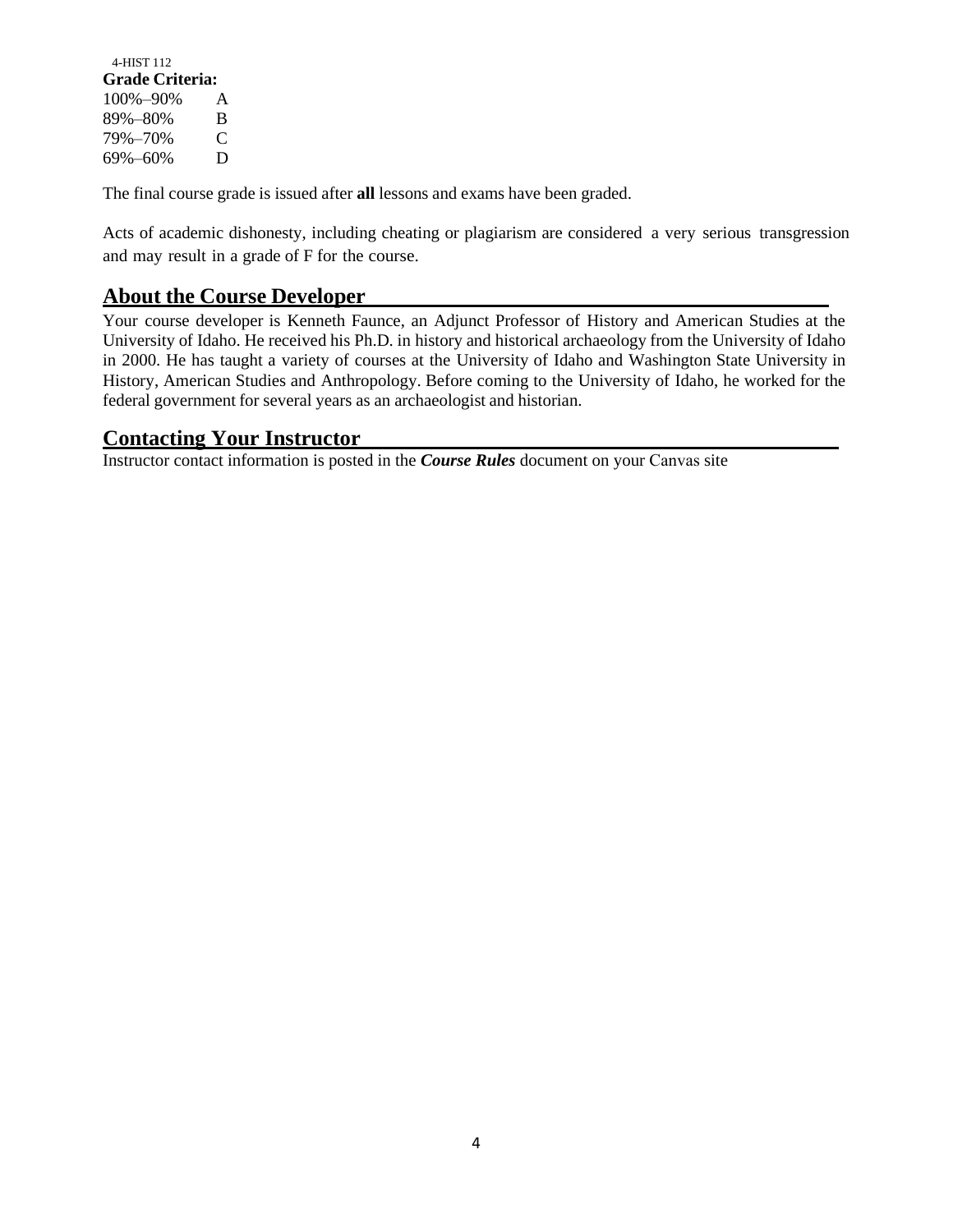**Grade Criteria:**

| | |
|---|---|
| 100%–90% | A |
| 89%–80% | B |
| 79%–70% | C |
| 69%–60% | D |

The final course grade is issued after **all** lessons and exams have been graded.

Acts of academic dishonesty, including cheating or plagiarism are considered a very serious transgression and may result in a grade of F for the course.

## About the Course Developer

Your course developer is Kenneth Faunce, an Adjunct Professor of History and American Studies at the University of Idaho. He received his Ph.D. in history and historical archaeology from the University of Idaho in 2000. He has taught a variety of courses at the University of Idaho and Washington State University in History, American Studies and Anthropology. Before coming to the University of Idaho, he worked for the federal government for several years as an archaeologist and historian.

## Contacting Your Instructor

Instructor contact information is posted in the ***Course Rules*** document on your Canvas site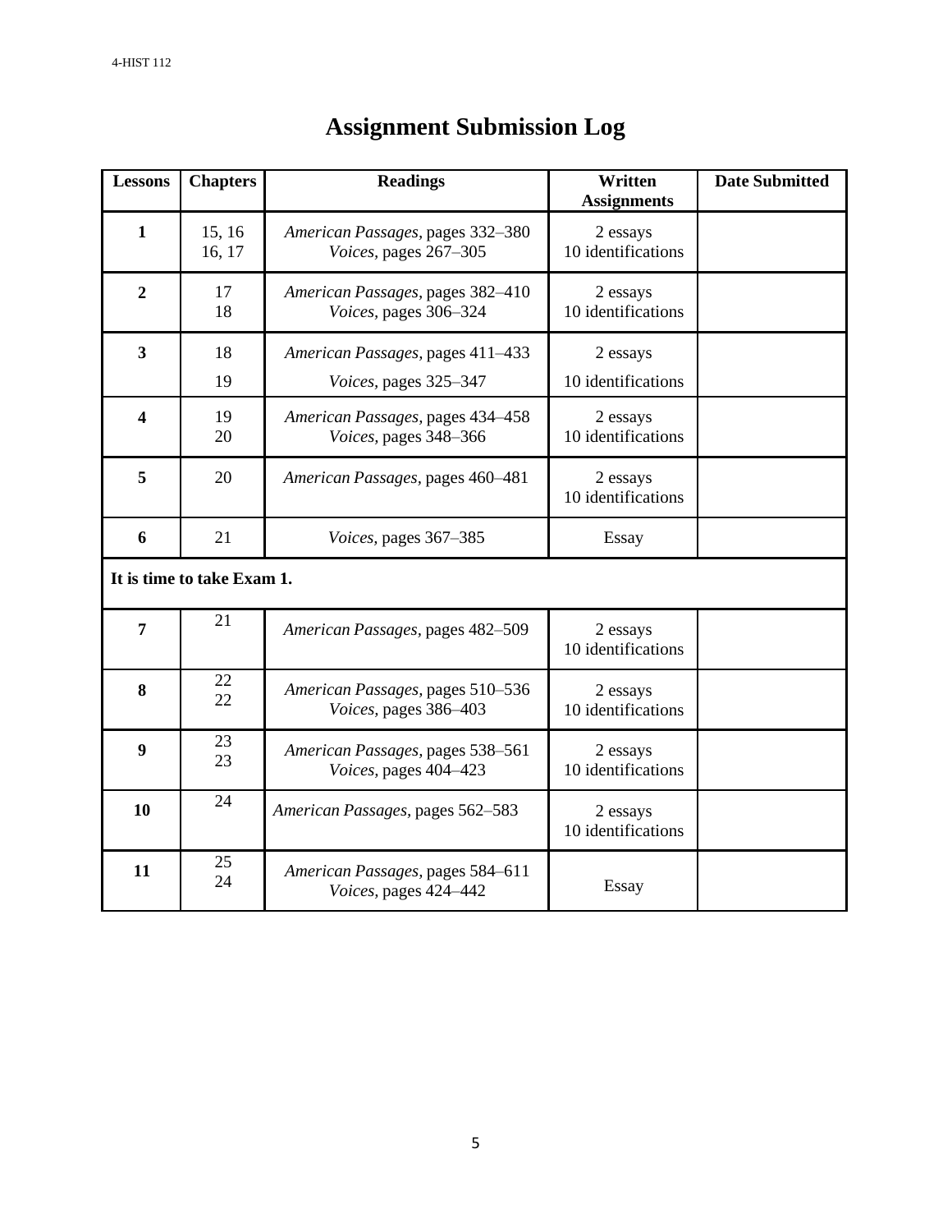# Assignment Submission Log

| Lessons | Chapters | Readings | Written Assignments | Date Submitted |
|---|---|---|---|---|
| **1** | 15, 16<br>16, 17 | *American Passages*, pages 332–380<br>*Voices*, pages 267–305 | 2 essays<br>10 identifications | |
| **2** | 17<br>18 | *American Passages*, pages 382–410<br>*Voices*, pages 306–324 | 2 essays<br>10 identifications | |
| **3** | 18<br>19 | *American Passages*, pages 411–433<br>*Voices*, pages 325–347 | 2 essays<br>10 identifications | |
| **4** | 19<br>20 | *American Passages*, pages 434–458<br>*Voices*, pages 348–366 | 2 essays<br>10 identifications | |
| **5** | 20 | *American Passages*, pages 460–481 | 2 essays<br>10 identifications | |
| **6** | 21 | *Voices*, pages 367–385 | Essay | |
| **It is time to take Exam 1.** | | | | |
| **7** | 21 | *American Passages*, pages 482–509 | 2 essays<br>10 identifications | |
| **8** | 22<br>22 | *American Passages*, pages 510–536<br>*Voices*, pages 386–403 | 2 essays<br>10 identifications | |
| **9** | 23<br>23 | *American Passages*, pages 538–561<br>*Voices*, pages 404–423 | 2 essays<br>10 identifications | |
| **10** | 24 | *American Passages*, pages 562–583 | 2 essays<br>10 identifications | |
| **11** | 25<br>24 | *American Passages*, pages 584–611<br>*Voices*, pages 424–442 | Essay | |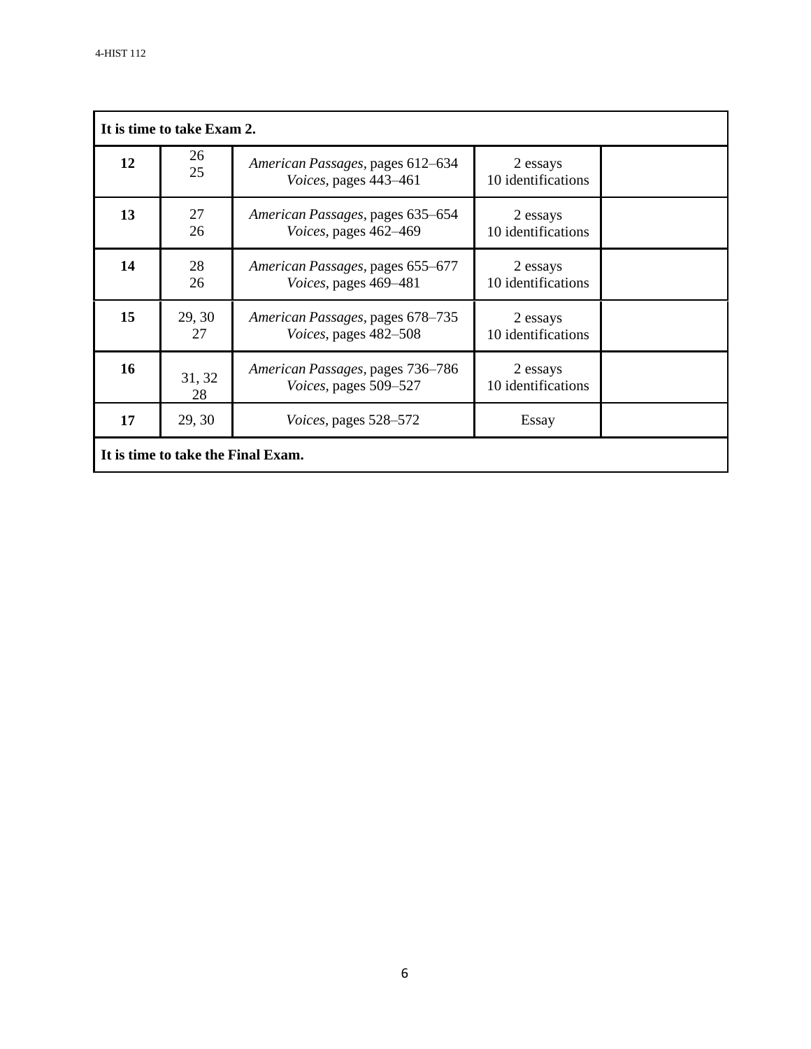| | | | | |
|---|---|---|---|---|
| **It is time to take Exam 2.** | | | | |
| **12** | 26<br>25 | *American Passages*, pages 612–634<br>*Voices*, pages 443–461 | 2 essays<br>10 identifications | |
| **13** | 27<br>26 | *American Passages*, pages 635–654<br>*Voices*, pages 462–469 | 2 essays<br>10 identifications | |
| **14** | 28<br>26 | *American Passages*, pages 655–677<br>*Voices*, pages 469–481 | 2 essays<br>10 identifications | |
| **15** | 29, 30<br>27 | *American Passages*, pages 678–735<br>*Voices*, pages 482–508 | 2 essays<br>10 identifications | |
| **16** | 31, 32<br>28 | *American Passages*, pages 736–786<br>*Voices*, pages 509–527 | 2 essays<br>10 identifications | |
| **17** | 29, 30 | *Voices*, pages 528–572 | Essay | |
| **It is time to take the Final Exam.** | | | | |